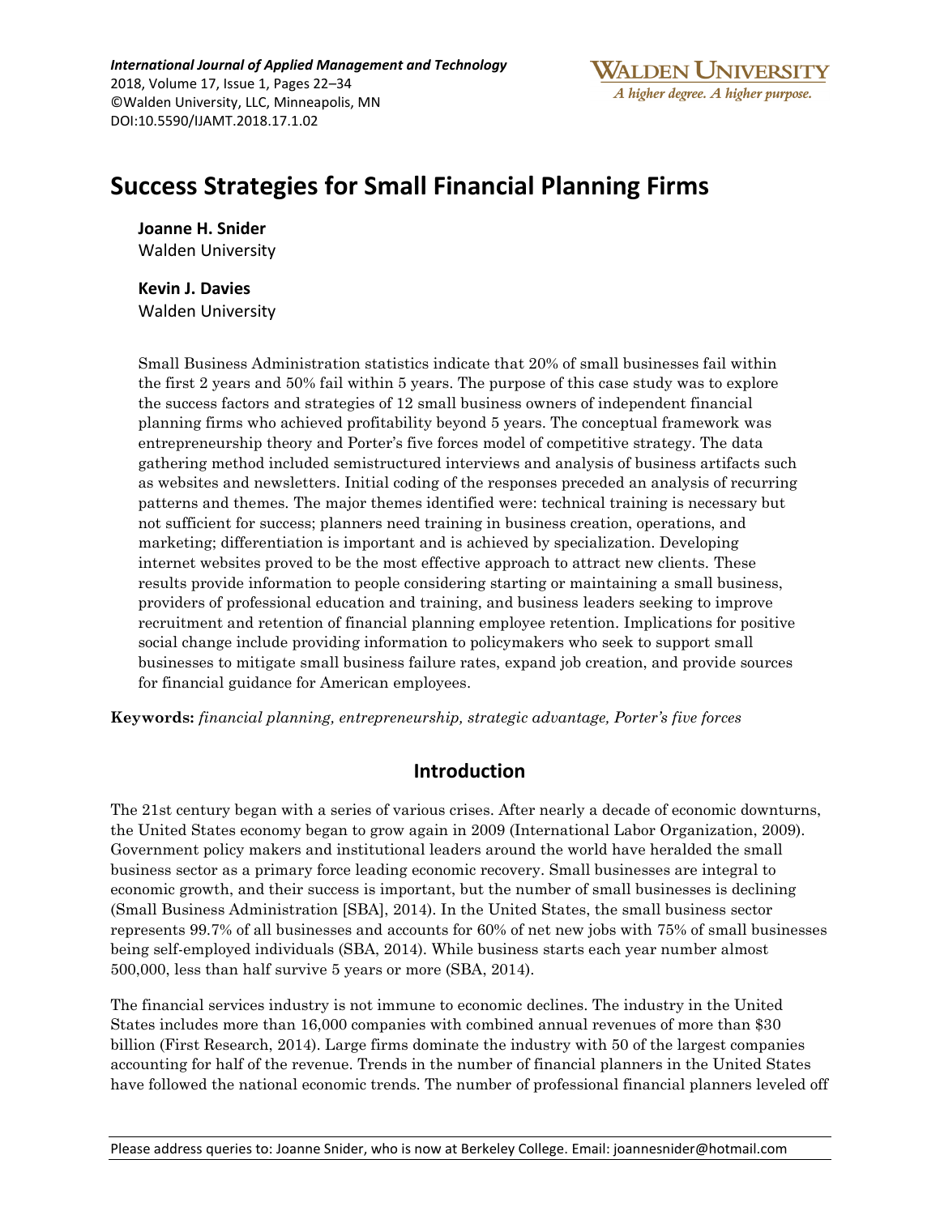# Success Strategies for Small Financial Planning Firms

**Joanne H. Snider**
Walden University

**Kevin J. Davies**
Walden University

Small Business Administration statistics indicate that 20% of small businesses fail within the first 2 years and 50% fail within 5 years. The purpose of this case study was to explore the success factors and strategies of 12 small business owners of independent financial planning firms who achieved profitability beyond 5 years. The conceptual framework was entrepreneurship theory and Porter's five forces model of competitive strategy. The data gathering method included semistructured interviews and analysis of business artifacts such as websites and newsletters. Initial coding of the responses preceded an analysis of recurring patterns and themes. The major themes identified were: technical training is necessary but not sufficient for success; planners need training in business creation, operations, and marketing; differentiation is important and is achieved by specialization. Developing internet websites proved to be the most effective approach to attract new clients. These results provide information to people considering starting or maintaining a small business, providers of professional education and training, and business leaders seeking to improve recruitment and retention of financial planning employee retention. Implications for positive social change include providing information to policymakers who seek to support small businesses to mitigate small business failure rates, expand job creation, and provide sources for financial guidance for American employees.

**Keywords:** *financial planning, entrepreneurship, strategic advantage, Porter's five forces*

## Introduction

The 21st century began with a series of various crises. After nearly a decade of economic downturns, the United States economy began to grow again in 2009 (International Labor Organization, 2009). Government policy makers and institutional leaders around the world have heralded the small business sector as a primary force leading economic recovery. Small businesses are integral to economic growth, and their success is important, but the number of small businesses is declining (Small Business Administration [SBA], 2014). In the United States, the small business sector represents 99.7% of all businesses and accounts for 60% of net new jobs with 75% of small businesses being self-employed individuals (SBA, 2014). While business starts each year number almost 500,000, less than half survive 5 years or more (SBA, 2014).

The financial services industry is not immune to economic declines. The industry in the United States includes more than 16,000 companies with combined annual revenues of more than $30 billion (First Research, 2014). Large firms dominate the industry with 50 of the largest companies accounting for half of the revenue. Trends in the number of financial planners in the United States have followed the national economic trends. The number of professional financial planners leveled off

Please address queries to: Joanne Snider, who is now at Berkeley College. Email: joannesnider@hotmail.com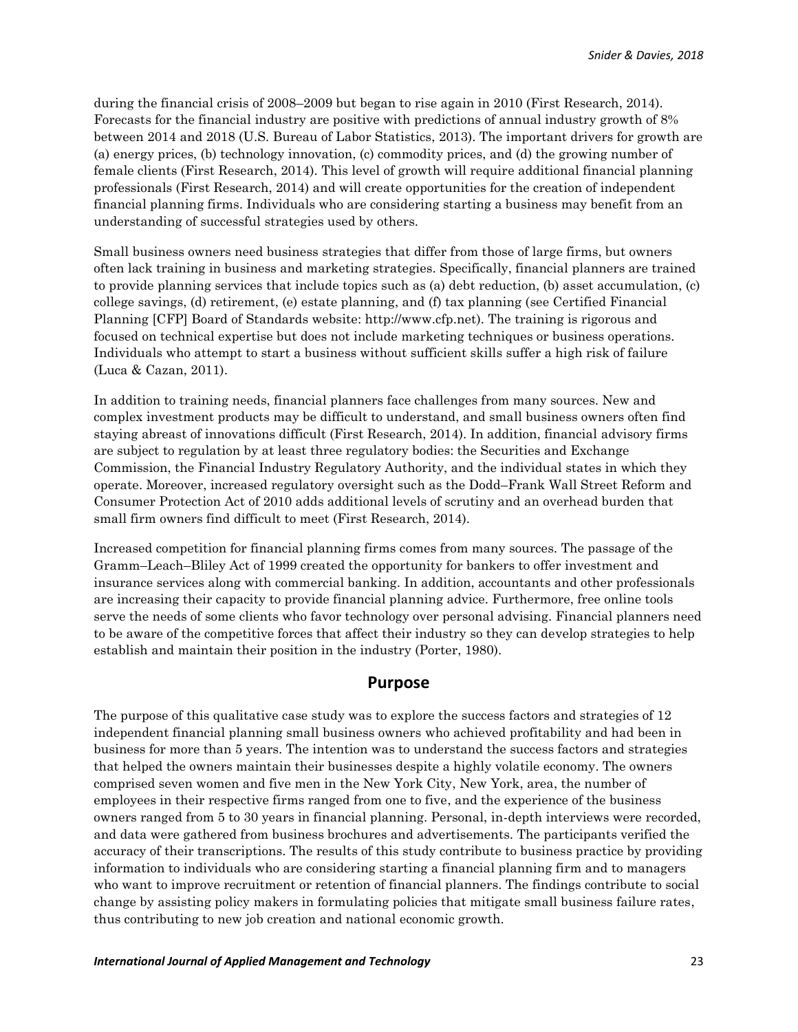during the financial crisis of 2008–2009 but began to rise again in 2010 (First Research, 2014). Forecasts for the financial industry are positive with predictions of annual industry growth of 8% between 2014 and 2018 (U.S. Bureau of Labor Statistics, 2013). The important drivers for growth are (a) energy prices, (b) technology innovation, (c) commodity prices, and (d) the growing number of female clients (First Research, 2014). This level of growth will require additional financial planning professionals (First Research, 2014) and will create opportunities for the creation of independent financial planning firms. Individuals who are considering starting a business may benefit from an understanding of successful strategies used by others.

Small business owners need business strategies that differ from those of large firms, but owners often lack training in business and marketing strategies. Specifically, financial planners are trained to provide planning services that include topics such as (a) debt reduction, (b) asset accumulation, (c) college savings, (d) retirement, (e) estate planning, and (f) tax planning (see Certified Financial Planning [CFP] Board of Standards website: http://www.cfp.net). The training is rigorous and focused on technical expertise but does not include marketing techniques or business operations. Individuals who attempt to start a business without sufficient skills suffer a high risk of failure (Luca & Cazan, 2011).

In addition to training needs, financial planners face challenges from many sources. New and complex investment products may be difficult to understand, and small business owners often find staying abreast of innovations difficult (First Research, 2014). In addition, financial advisory firms are subject to regulation by at least three regulatory bodies: the Securities and Exchange Commission, the Financial Industry Regulatory Authority, and the individual states in which they operate. Moreover, increased regulatory oversight such as the Dodd–Frank Wall Street Reform and Consumer Protection Act of 2010 adds additional levels of scrutiny and an overhead burden that small firm owners find difficult to meet (First Research, 2014).

Increased competition for financial planning firms comes from many sources. The passage of the Gramm–Leach–Bliley Act of 1999 created the opportunity for bankers to offer investment and insurance services along with commercial banking. In addition, accountants and other professionals are increasing their capacity to provide financial planning advice. Furthermore, free online tools serve the needs of some clients who favor technology over personal advising. Financial planners need to be aware of the competitive forces that affect their industry so they can develop strategies to help establish and maintain their position in the industry (Porter, 1980).

## Purpose

The purpose of this qualitative case study was to explore the success factors and strategies of 12 independent financial planning small business owners who achieved profitability and had been in business for more than 5 years. The intention was to understand the success factors and strategies that helped the owners maintain their businesses despite a highly volatile economy. The owners comprised seven women and five men in the New York City, New York, area, the number of employees in their respective firms ranged from one to five, and the experience of the business owners ranged from 5 to 30 years in financial planning. Personal, in-depth interviews were recorded, and data were gathered from business brochures and advertisements. The participants verified the accuracy of their transcriptions. The results of this study contribute to business practice by providing information to individuals who are considering starting a financial planning firm and to managers who want to improve recruitment or retention of financial planners. The findings contribute to social change by assisting policy makers in formulating policies that mitigate small business failure rates, thus contributing to new job creation and national economic growth.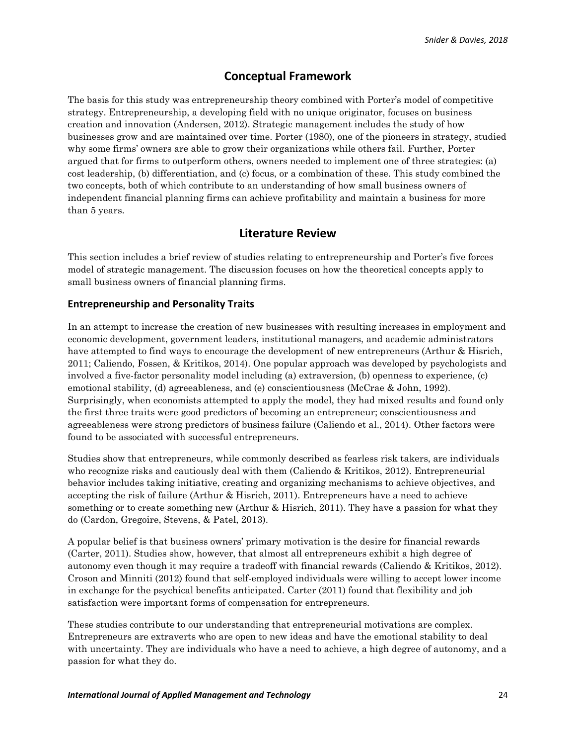## Conceptual Framework

The basis for this study was entrepreneurship theory combined with Porter's model of competitive strategy. Entrepreneurship, a developing field with no unique originator, focuses on business creation and innovation (Andersen, 2012). Strategic management includes the study of how businesses grow and are maintained over time. Porter (1980), one of the pioneers in strategy, studied why some firms' owners are able to grow their organizations while others fail. Further, Porter argued that for firms to outperform others, owners needed to implement one of three strategies: (a) cost leadership, (b) differentiation, and (c) focus, or a combination of these. This study combined the two concepts, both of which contribute to an understanding of how small business owners of independent financial planning firms can achieve profitability and maintain a business for more than 5 years.

## Literature Review

This section includes a brief review of studies relating to entrepreneurship and Porter's five forces model of strategic management. The discussion focuses on how the theoretical concepts apply to small business owners of financial planning firms.

### Entrepreneurship and Personality Traits

In an attempt to increase the creation of new businesses with resulting increases in employment and economic development, government leaders, institutional managers, and academic administrators have attempted to find ways to encourage the development of new entrepreneurs (Arthur & Hisrich, 2011; Caliendo, Fossen, & Kritikos, 2014). One popular approach was developed by psychologists and involved a five-factor personality model including (a) extraversion, (b) openness to experience, (c) emotional stability, (d) agreeableness, and (e) conscientiousness (McCrae & John, 1992). Surprisingly, when economists attempted to apply the model, they had mixed results and found only the first three traits were good predictors of becoming an entrepreneur; conscientiousness and agreeableness were strong predictors of business failure (Caliendo et al., 2014). Other factors were found to be associated with successful entrepreneurs.

Studies show that entrepreneurs, while commonly described as fearless risk takers, are individuals who recognize risks and cautiously deal with them (Caliendo & Kritikos, 2012). Entrepreneurial behavior includes taking initiative, creating and organizing mechanisms to achieve objectives, and accepting the risk of failure (Arthur & Hisrich, 2011). Entrepreneurs have a need to achieve something or to create something new (Arthur & Hisrich, 2011). They have a passion for what they do (Cardon, Gregoire, Stevens, & Patel, 2013).

A popular belief is that business owners' primary motivation is the desire for financial rewards (Carter, 2011). Studies show, however, that almost all entrepreneurs exhibit a high degree of autonomy even though it may require a tradeoff with financial rewards (Caliendo & Kritikos, 2012). Croson and Minniti (2012) found that self-employed individuals were willing to accept lower income in exchange for the psychical benefits anticipated. Carter (2011) found that flexibility and job satisfaction were important forms of compensation for entrepreneurs.

These studies contribute to our understanding that entrepreneurial motivations are complex. Entrepreneurs are extraverts who are open to new ideas and have the emotional stability to deal with uncertainty. They are individuals who have a need to achieve, a high degree of autonomy, and a passion for what they do.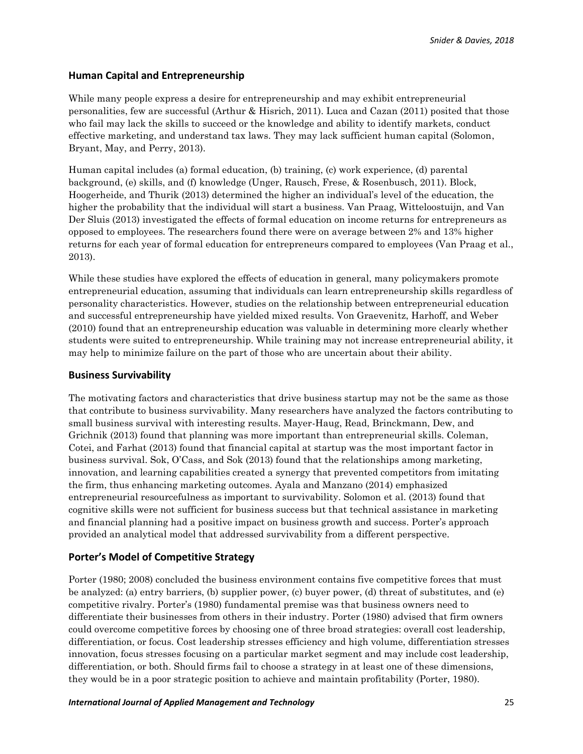## Human Capital and Entrepreneurship

While many people express a desire for entrepreneurship and may exhibit entrepreneurial personalities, few are successful (Arthur & Hisrich, 2011). Luca and Cazan (2011) posited that those who fail may lack the skills to succeed or the knowledge and ability to identify markets, conduct effective marketing, and understand tax laws. They may lack sufficient human capital (Solomon, Bryant, May, and Perry, 2013).

Human capital includes (a) formal education, (b) training, (c) work experience, (d) parental background, (e) skills, and (f) knowledge (Unger, Rausch, Frese, & Rosenbusch, 2011). Block, Hoogerheide, and Thurik (2013) determined the higher an individual's level of the education, the higher the probability that the individual will start a business. Van Praag, Witteloostuijn, and Van Der Sluis (2013) investigated the effects of formal education on income returns for entrepreneurs as opposed to employees. The researchers found there were on average between 2% and 13% higher returns for each year of formal education for entrepreneurs compared to employees (Van Praag et al., 2013).

While these studies have explored the effects of education in general, many policymakers promote entrepreneurial education, assuming that individuals can learn entrepreneurship skills regardless of personality characteristics. However, studies on the relationship between entrepreneurial education and successful entrepreneurship have yielded mixed results. Von Graevenitz, Harhoff, and Weber (2010) found that an entrepreneurship education was valuable in determining more clearly whether students were suited to entrepreneurship. While training may not increase entrepreneurial ability, it may help to minimize failure on the part of those who are uncertain about their ability.

## Business Survivability

The motivating factors and characteristics that drive business startup may not be the same as those that contribute to business survivability. Many researchers have analyzed the factors contributing to small business survival with interesting results. Mayer-Haug, Read, Brinckmann, Dew, and Grichnik (2013) found that planning was more important than entrepreneurial skills. Coleman, Cotei, and Farhat (2013) found that financial capital at startup was the most important factor in business survival. Sok, O'Cass, and Sok (2013) found that the relationships among marketing, innovation, and learning capabilities created a synergy that prevented competitors from imitating the firm, thus enhancing marketing outcomes. Ayala and Manzano (2014) emphasized entrepreneurial resourcefulness as important to survivability. Solomon et al. (2013) found that cognitive skills were not sufficient for business success but that technical assistance in marketing and financial planning had a positive impact on business growth and success. Porter's approach provided an analytical model that addressed survivability from a different perspective.

## Porter's Model of Competitive Strategy

Porter (1980; 2008) concluded the business environment contains five competitive forces that must be analyzed: (a) entry barriers, (b) supplier power, (c) buyer power, (d) threat of substitutes, and (e) competitive rivalry. Porter's (1980) fundamental premise was that business owners need to differentiate their businesses from others in their industry. Porter (1980) advised that firm owners could overcome competitive forces by choosing one of three broad strategies: overall cost leadership, differentiation, or focus. Cost leadership stresses efficiency and high volume, differentiation stresses innovation, focus stresses focusing on a particular market segment and may include cost leadership, differentiation, or both. Should firms fail to choose a strategy in at least one of these dimensions, they would be in a poor strategic position to achieve and maintain profitability (Porter, 1980).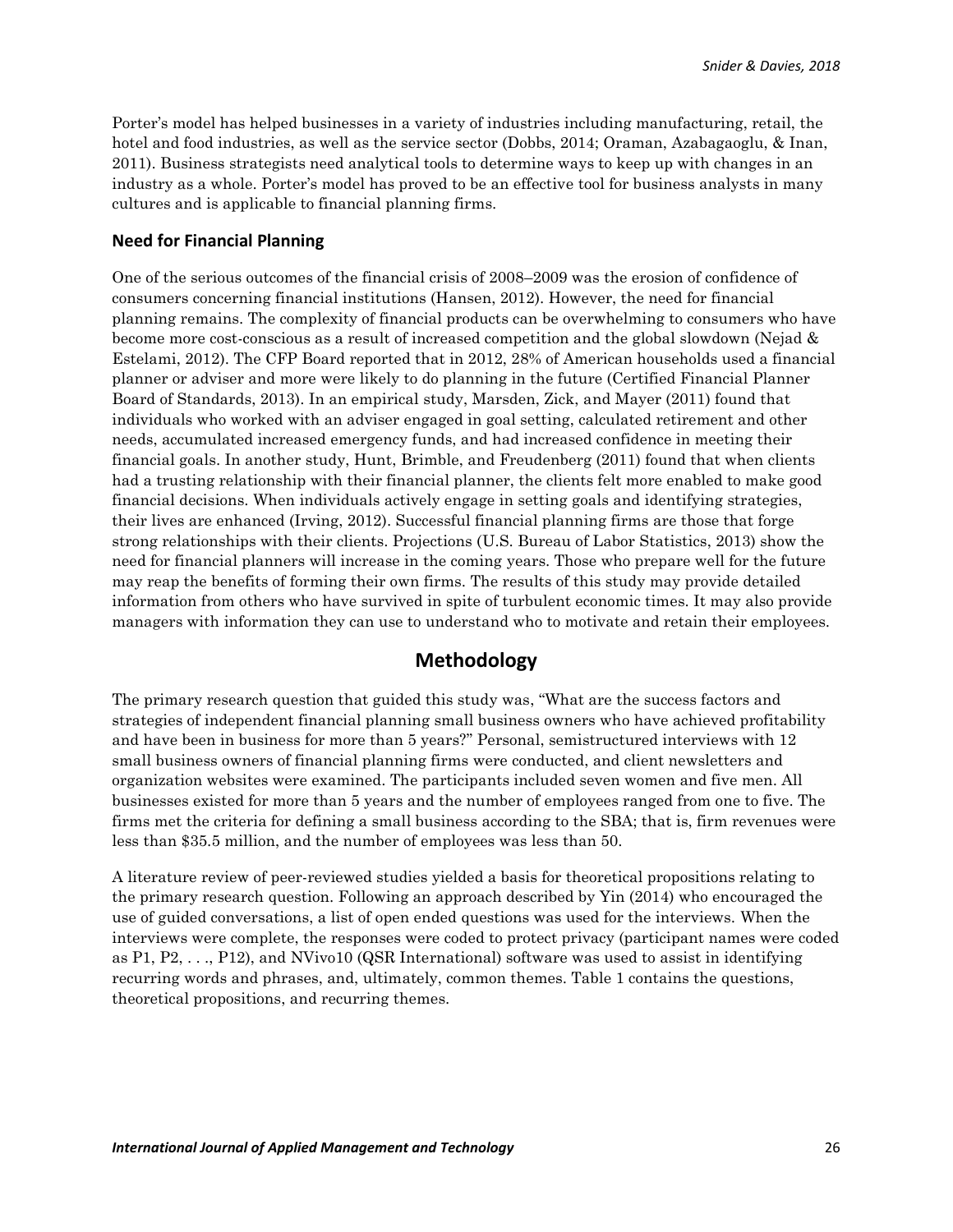Porter's model has helped businesses in a variety of industries including manufacturing, retail, the hotel and food industries, as well as the service sector (Dobbs, 2014; Oraman, Azabagaoglu, & Inan, 2011). Business strategists need analytical tools to determine ways to keep up with changes in an industry as a whole. Porter's model has proved to be an effective tool for business analysts in many cultures and is applicable to financial planning firms.

### Need for Financial Planning

One of the serious outcomes of the financial crisis of 2008–2009 was the erosion of confidence of consumers concerning financial institutions (Hansen, 2012). However, the need for financial planning remains. The complexity of financial products can be overwhelming to consumers who have become more cost-conscious as a result of increased competition and the global slowdown (Nejad & Estelami, 2012). The CFP Board reported that in 2012, 28% of American households used a financial planner or adviser and more were likely to do planning in the future (Certified Financial Planner Board of Standards, 2013). In an empirical study, Marsden, Zick, and Mayer (2011) found that individuals who worked with an adviser engaged in goal setting, calculated retirement and other needs, accumulated increased emergency funds, and had increased confidence in meeting their financial goals. In another study, Hunt, Brimble, and Freudenberg (2011) found that when clients had a trusting relationship with their financial planner, the clients felt more enabled to make good financial decisions. When individuals actively engage in setting goals and identifying strategies, their lives are enhanced (Irving, 2012). Successful financial planning firms are those that forge strong relationships with their clients. Projections (U.S. Bureau of Labor Statistics, 2013) show the need for financial planners will increase in the coming years. Those who prepare well for the future may reap the benefits of forming their own firms. The results of this study may provide detailed information from others who have survived in spite of turbulent economic times. It may also provide managers with information they can use to understand who to motivate and retain their employees.

## Methodology

The primary research question that guided this study was, "What are the success factors and strategies of independent financial planning small business owners who have achieved profitability and have been in business for more than 5 years?" Personal, semistructured interviews with 12 small business owners of financial planning firms were conducted, and client newsletters and organization websites were examined. The participants included seven women and five men. All businesses existed for more than 5 years and the number of employees ranged from one to five. The firms met the criteria for defining a small business according to the SBA; that is, firm revenues were less than $35.5 million, and the number of employees was less than 50.

A literature review of peer-reviewed studies yielded a basis for theoretical propositions relating to the primary research question. Following an approach described by Yin (2014) who encouraged the use of guided conversations, a list of open ended questions was used for the interviews. When the interviews were complete, the responses were coded to protect privacy (participant names were coded as P1, P2, . . ., P12), and NVivo10 (QSR International) software was used to assist in identifying recurring words and phrases, and, ultimately, common themes. Table 1 contains the questions, theoretical propositions, and recurring themes.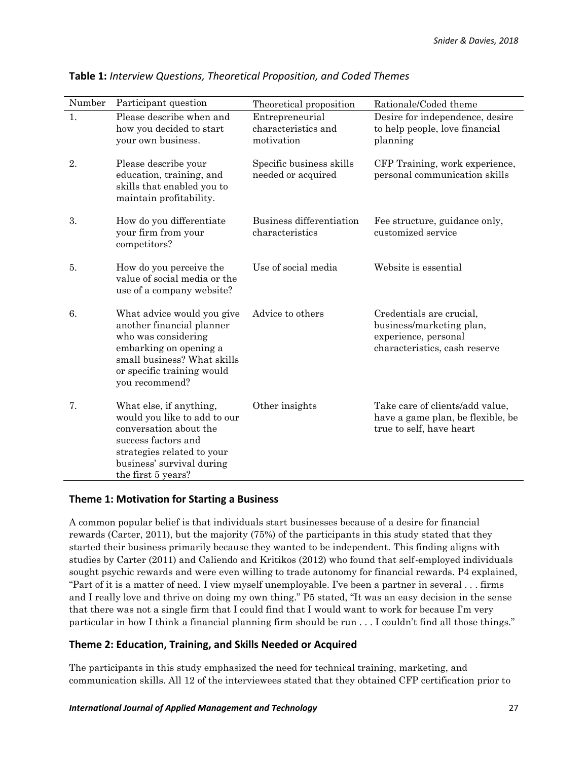**Table 1:** *Interview Questions, Theoretical Proposition, and Coded Themes*

| Number | Participant question | Theoretical proposition | Rationale/Coded theme |
|---|---|---|---|
| 1. | Please describe when and how you decided to start your own business. | Entrepreneurial characteristics and motivation | Desire for independence, desire to help people, love financial planning |
| 2. | Please describe your education, training, and skills that enabled you to maintain profitability. | Specific business skills needed or acquired | CFP Training, work experience, personal communication skills |
| 3. | How do you differentiate your firm from your competitors? | Business differentiation characteristics | Fee structure, guidance only, customized service |
| 5. | How do you perceive the value of social media or the use of a company website? | Use of social media | Website is essential |
| 6. | What advice would you give another financial planner who was considering embarking on opening a small business? What skills or specific training would you recommend? | Advice to others | Credentials are crucial, business/marketing plan, experience, personal characteristics, cash reserve |
| 7. | What else, if anything, would you like to add to our conversation about the success factors and strategies related to your business' survival during the first 5 years? | Other insights | Take care of clients/add value, have a game plan, be flexible, be true to self, have heart |

## Theme 1: Motivation for Starting a Business

A common popular belief is that individuals start businesses because of a desire for financial rewards (Carter, 2011), but the majority (75%) of the participants in this study stated that they started their business primarily because they wanted to be independent. This finding aligns with studies by Carter (2011) and Caliendo and Kritikos (2012) who found that self-employed individuals sought psychic rewards and were even willing to trade autonomy for financial rewards. P4 explained, "Part of it is a matter of need. I view myself unemployable. I've been a partner in several . . . firms and I really love and thrive on doing my own thing." P5 stated, "It was an easy decision in the sense that there was not a single firm that I could find that I would want to work for because I'm very particular in how I think a financial planning firm should be run . . . I couldn't find all those things."

## Theme 2: Education, Training, and Skills Needed or Acquired

The participants in this study emphasized the need for technical training, marketing, and communication skills. All 12 of the interviewees stated that they obtained CFP certification prior to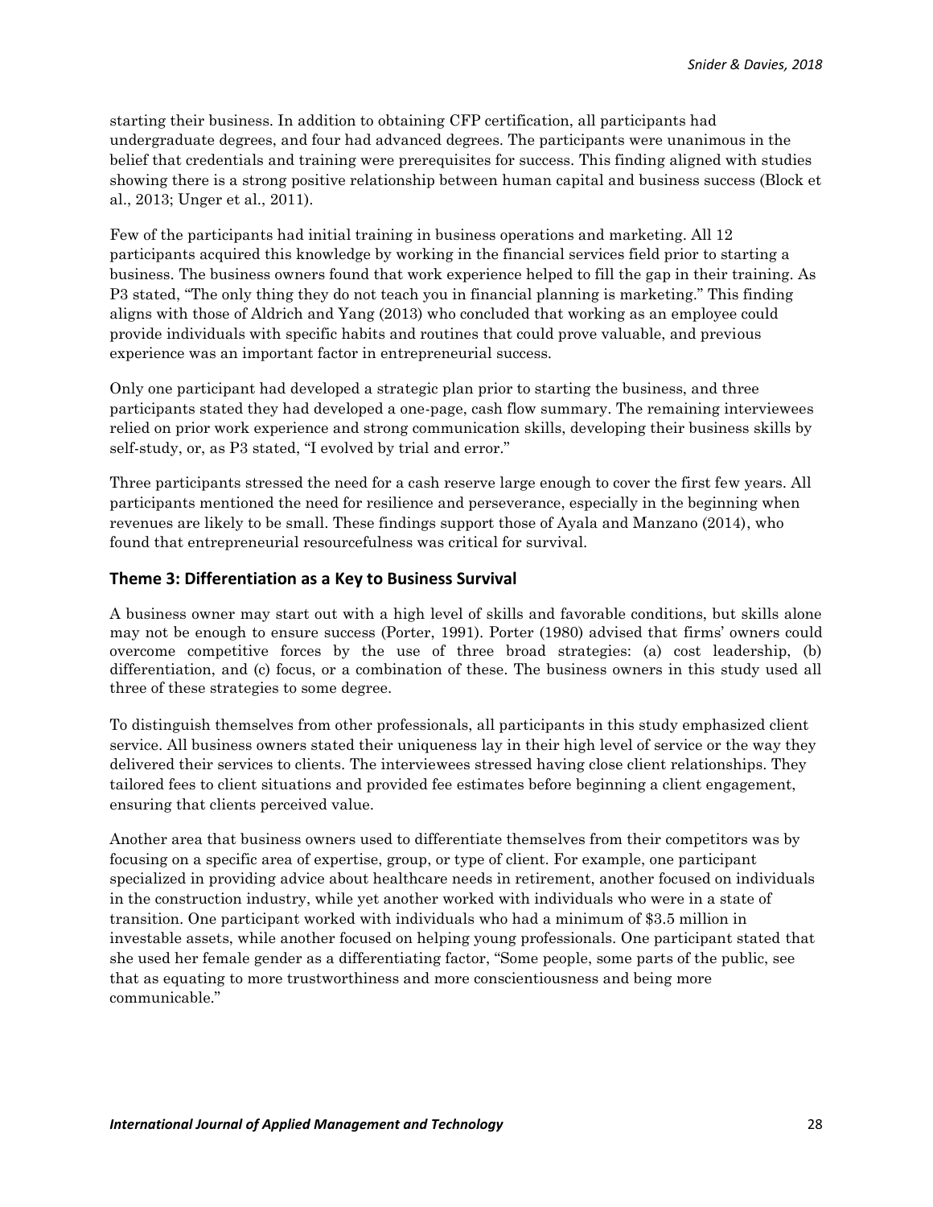starting their business. In addition to obtaining CFP certification, all participants had undergraduate degrees, and four had advanced degrees. The participants were unanimous in the belief that credentials and training were prerequisites for success. This finding aligned with studies showing there is a strong positive relationship between human capital and business success (Block et al., 2013; Unger et al., 2011).

Few of the participants had initial training in business operations and marketing. All 12 participants acquired this knowledge by working in the financial services field prior to starting a business. The business owners found that work experience helped to fill the gap in their training. As P3 stated, "The only thing they do not teach you in financial planning is marketing." This finding aligns with those of Aldrich and Yang (2013) who concluded that working as an employee could provide individuals with specific habits and routines that could prove valuable, and previous experience was an important factor in entrepreneurial success.

Only one participant had developed a strategic plan prior to starting the business, and three participants stated they had developed a one-page, cash flow summary. The remaining interviewees relied on prior work experience and strong communication skills, developing their business skills by self-study, or, as P3 stated, "I evolved by trial and error."

Three participants stressed the need for a cash reserve large enough to cover the first few years. All participants mentioned the need for resilience and perseverance, especially in the beginning when revenues are likely to be small. These findings support those of Ayala and Manzano (2014), who found that entrepreneurial resourcefulness was critical for survival.

### Theme 3: Differentiation as a Key to Business Survival

A business owner may start out with a high level of skills and favorable conditions, but skills alone may not be enough to ensure success (Porter, 1991). Porter (1980) advised that firms' owners could overcome competitive forces by the use of three broad strategies: (a) cost leadership, (b) differentiation, and (c) focus, or a combination of these. The business owners in this study used all three of these strategies to some degree.

To distinguish themselves from other professionals, all participants in this study emphasized client service. All business owners stated their uniqueness lay in their high level of service or the way they delivered their services to clients. The interviewees stressed having close client relationships. They tailored fees to client situations and provided fee estimates before beginning a client engagement, ensuring that clients perceived value.

Another area that business owners used to differentiate themselves from their competitors was by focusing on a specific area of expertise, group, or type of client. For example, one participant specialized in providing advice about healthcare needs in retirement, another focused on individuals in the construction industry, while yet another worked with individuals who were in a state of transition. One participant worked with individuals who had a minimum of $3.5 million in investable assets, while another focused on helping young professionals. One participant stated that she used her female gender as a differentiating factor, "Some people, some parts of the public, see that as equating to more trustworthiness and more conscientiousness and being more communicable."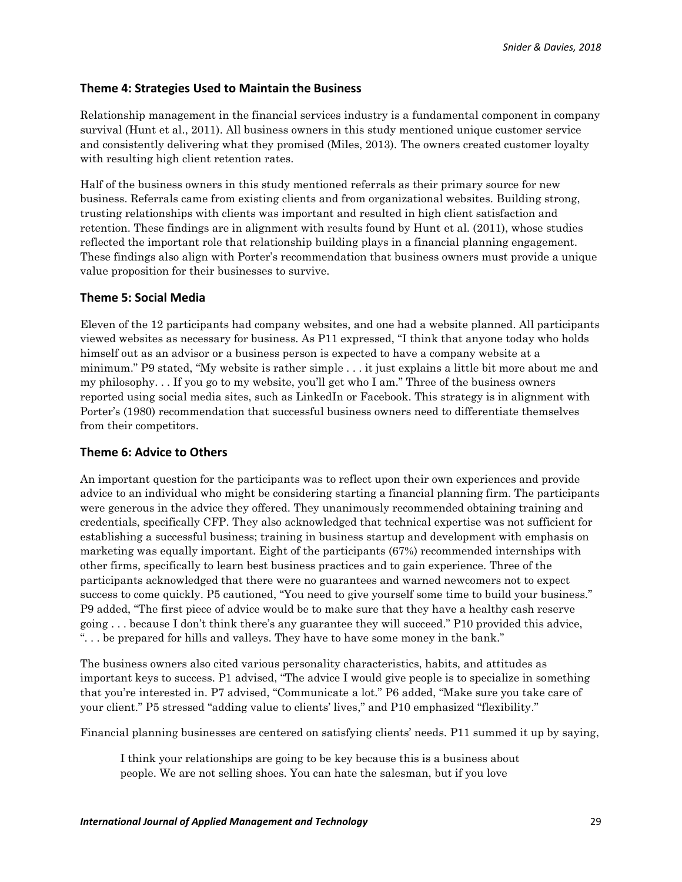### Theme 4: Strategies Used to Maintain the Business

Relationship management in the financial services industry is a fundamental component in company survival (Hunt et al., 2011). All business owners in this study mentioned unique customer service and consistently delivering what they promised (Miles, 2013). The owners created customer loyalty with resulting high client retention rates.

Half of the business owners in this study mentioned referrals as their primary source for new business. Referrals came from existing clients and from organizational websites. Building strong, trusting relationships with clients was important and resulted in high client satisfaction and retention. These findings are in alignment with results found by Hunt et al. (2011), whose studies reflected the important role that relationship building plays in a financial planning engagement. These findings also align with Porter's recommendation that business owners must provide a unique value proposition for their businesses to survive.

### Theme 5: Social Media

Eleven of the 12 participants had company websites, and one had a website planned. All participants viewed websites as necessary for business. As P11 expressed, "I think that anyone today who holds himself out as an advisor or a business person is expected to have a company website at a minimum." P9 stated, "My website is rather simple . . . it just explains a little bit more about me and my philosophy. . . If you go to my website, you'll get who I am." Three of the business owners reported using social media sites, such as LinkedIn or Facebook. This strategy is in alignment with Porter's (1980) recommendation that successful business owners need to differentiate themselves from their competitors.

### Theme 6: Advice to Others

An important question for the participants was to reflect upon their own experiences and provide advice to an individual who might be considering starting a financial planning firm. The participants were generous in the advice they offered. They unanimously recommended obtaining training and credentials, specifically CFP. They also acknowledged that technical expertise was not sufficient for establishing a successful business; training in business startup and development with emphasis on marketing was equally important. Eight of the participants (67%) recommended internships with other firms, specifically to learn best business practices and to gain experience. Three of the participants acknowledged that there were no guarantees and warned newcomers not to expect success to come quickly. P5 cautioned, "You need to give yourself some time to build your business." P9 added, "The first piece of advice would be to make sure that they have a healthy cash reserve going . . . because I don't think there's any guarantee they will succeed." P10 provided this advice, ". . . be prepared for hills and valleys. They have to have some money in the bank."

The business owners also cited various personality characteristics, habits, and attitudes as important keys to success. P1 advised, "The advice I would give people is to specialize in something that you're interested in. P7 advised, "Communicate a lot." P6 added, "Make sure you take care of your client." P5 stressed "adding value to clients' lives," and P10 emphasized "flexibility."

Financial planning businesses are centered on satisfying clients' needs. P11 summed it up by saying,

> I think your relationships are going to be key because this is a business about people. We are not selling shoes. You can hate the salesman, but if you love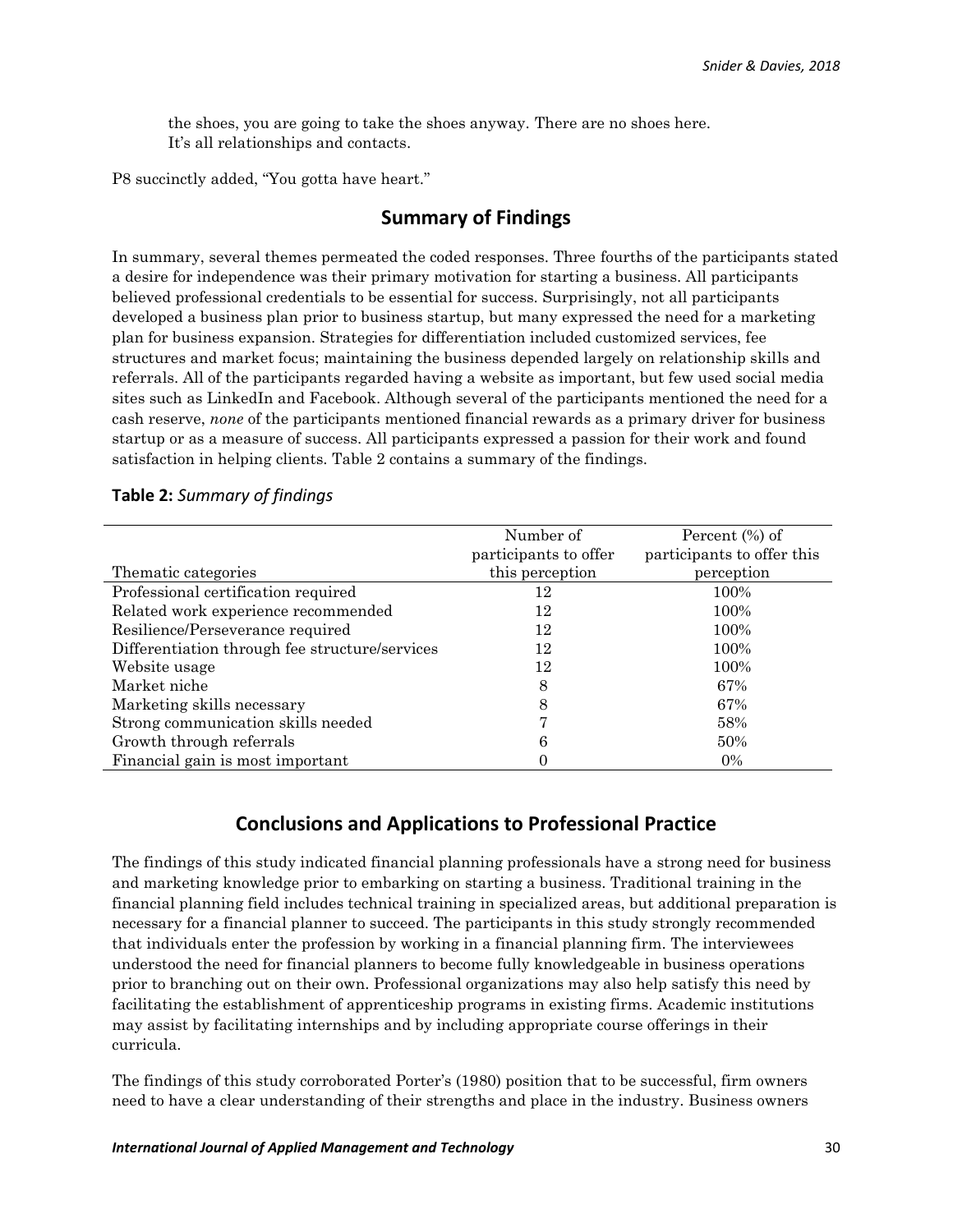> the shoes, you are going to take the shoes anyway. There are no shoes here. It's all relationships and contacts.

P8 succinctly added, "You gotta have heart."

## Summary of Findings

In summary, several themes permeated the coded responses. Three fourths of the participants stated a desire for independence was their primary motivation for starting a business. All participants believed professional credentials to be essential for success. Surprisingly, not all participants developed a business plan prior to business startup, but many expressed the need for a marketing plan for business expansion. Strategies for differentiation included customized services, fee structures and market focus; maintaining the business depended largely on relationship skills and referrals. All of the participants regarded having a website as important, but few used social media sites such as LinkedIn and Facebook. Although several of the participants mentioned the need for a cash reserve, *none* of the participants mentioned financial rewards as a primary driver for business startup or as a measure of success. All participants expressed a passion for their work and found satisfaction in helping clients. Table 2 contains a summary of the findings.

**Table 2:** *Summary of findings*

| Thematic categories | Number of participants to offer this perception | Percent (%) of participants to offer this perception |
|---|---|---|
| Professional certification required | 12 | 100% |
| Related work experience recommended | 12 | 100% |
| Resilience/Perseverance required | 12 | 100% |
| Differentiation through fee structure/services | 12 | 100% |
| Website usage | 12 | 100% |
| Market niche | 8 | 67% |
| Marketing skills necessary | 8 | 67% |
| Strong communication skills needed | 7 | 58% |
| Growth through referrals | 6 | 50% |
| Financial gain is most important | 0 | 0% |

## Conclusions and Applications to Professional Practice

The findings of this study indicated financial planning professionals have a strong need for business and marketing knowledge prior to embarking on starting a business. Traditional training in the financial planning field includes technical training in specialized areas, but additional preparation is necessary for a financial planner to succeed. The participants in this study strongly recommended that individuals enter the profession by working in a financial planning firm. The interviewees understood the need for financial planners to become fully knowledgeable in business operations prior to branching out on their own. Professional organizations may also help satisfy this need by facilitating the establishment of apprenticeship programs in existing firms. Academic institutions may assist by facilitating internships and by including appropriate course offerings in their curricula.

The findings of this study corroborated Porter's (1980) position that to be successful, firm owners need to have a clear understanding of their strengths and place in the industry. Business owners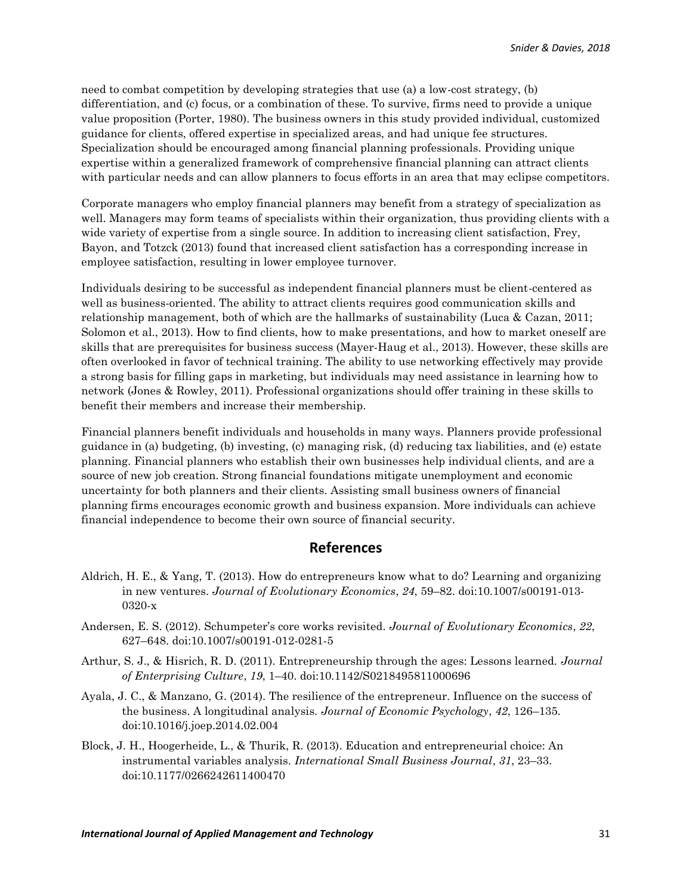need to combat competition by developing strategies that use (a) a low-cost strategy, (b) differentiation, and (c) focus, or a combination of these. To survive, firms need to provide a unique value proposition (Porter, 1980). The business owners in this study provided individual, customized guidance for clients, offered expertise in specialized areas, and had unique fee structures. Specialization should be encouraged among financial planning professionals. Providing unique expertise within a generalized framework of comprehensive financial planning can attract clients with particular needs and can allow planners to focus efforts in an area that may eclipse competitors.

Corporate managers who employ financial planners may benefit from a strategy of specialization as well. Managers may form teams of specialists within their organization, thus providing clients with a wide variety of expertise from a single source. In addition to increasing client satisfaction, Frey, Bayon, and Totzck (2013) found that increased client satisfaction has a corresponding increase in employee satisfaction, resulting in lower employee turnover.

Individuals desiring to be successful as independent financial planners must be client-centered as well as business-oriented. The ability to attract clients requires good communication skills and relationship management, both of which are the hallmarks of sustainability (Luca & Cazan, 2011; Solomon et al., 2013). How to find clients, how to make presentations, and how to market oneself are skills that are prerequisites for business success (Mayer-Haug et al., 2013). However, these skills are often overlooked in favor of technical training. The ability to use networking effectively may provide a strong basis for filling gaps in marketing, but individuals may need assistance in learning how to network (Jones & Rowley, 2011). Professional organizations should offer training in these skills to benefit their members and increase their membership.

Financial planners benefit individuals and households in many ways. Planners provide professional guidance in (a) budgeting, (b) investing, (c) managing risk, (d) reducing tax liabilities, and (e) estate planning. Financial planners who establish their own businesses help individual clients, and are a source of new job creation. Strong financial foundations mitigate unemployment and economic uncertainty for both planners and their clients. Assisting small business owners of financial planning firms encourages economic growth and business expansion. More individuals can achieve financial independence to become their own source of financial security.

## References

Aldrich, H. E., & Yang, T. (2013). How do entrepreneurs know what to do? Learning and organizing in new ventures. *Journal of Evolutionary Economics*, *24*, 59–82. doi:10.1007/s00191-013-0320-x

Andersen, E. S. (2012). Schumpeter's core works revisited. *Journal of Evolutionary Economics*, *22*, 627–648. doi:10.1007/s00191-012-0281-5

Arthur, S. J., & Hisrich, R. D. (2011). Entrepreneurship through the ages: Lessons learned. *Journal of Enterprising Culture*, *19*, 1–40. doi:10.1142/S0218495811000696

Ayala, J. C., & Manzano, G. (2014). The resilience of the entrepreneur. Influence on the success of the business. A longitudinal analysis. *Journal of Economic Psychology*, *42*, 126–135. doi:10.1016/j.joep.2014.02.004

Block, J. H., Hoogerheide, L., & Thurik, R. (2013). Education and entrepreneurial choice: An instrumental variables analysis. *International Small Business Journal*, *31*, 23–33. doi:10.1177/0266242611400470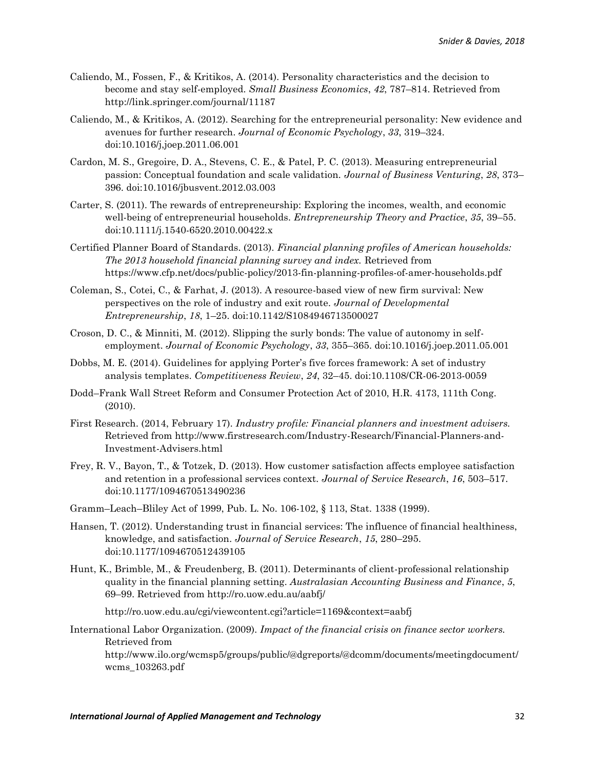Caliendo, M., Fossen, F., & Kritikos, A. (2014). Personality characteristics and the decision to become and stay self-employed. *Small Business Economics*, *42*, 787–814. Retrieved from http://link.springer.com/journal/11187

Caliendo, M., & Kritikos, A. (2012). Searching for the entrepreneurial personality: New evidence and avenues for further research. *Journal of Economic Psychology*, *33*, 319–324. doi:10.1016/j,joep.2011.06.001

Cardon, M. S., Gregoire, D. A., Stevens, C. E., & Patel, P. C. (2013). Measuring entrepreneurial passion: Conceptual foundation and scale validation. *Journal of Business Venturing*, *28*, 373–396. doi:10.1016/jbusvent.2012.03.003

Carter, S. (2011). The rewards of entrepreneurship: Exploring the incomes, wealth, and economic well-being of entrepreneurial households. *Entrepreneurship Theory and Practice*, *35*, 39–55. doi:10.1111/j.1540-6520.2010.00422.x

Certified Planner Board of Standards. (2013). *Financial planning profiles of American households: The 2013 household financial planning survey and index.* Retrieved from https://www.cfp.net/docs/public-policy/2013-fin-planning-profiles-of-amer-households.pdf

Coleman, S., Cotei, C., & Farhat, J. (2013). A resource-based view of new firm survival: New perspectives on the role of industry and exit route. *Journal of Developmental Entrepreneurship*, *18*, 1–25. doi:10.1142/S1084946713500027

Croson, D. C., & Minniti, M. (2012). Slipping the surly bonds: The value of autonomy in self-employment. *Journal of Economic Psychology*, *33*, 355–365. doi:10.1016/j.joep.2011.05.001

Dobbs, M. E. (2014). Guidelines for applying Porter's five forces framework: A set of industry analysis templates. *Competitiveness Review*, *24*, 32–45. doi:10.1108/CR-06-2013-0059

Dodd–Frank Wall Street Reform and Consumer Protection Act of 2010, H.R. 4173, 111th Cong. (2010).

First Research. (2014, February 17). *Industry profile: Financial planners and investment advisers.* Retrieved from http://www.firstresearch.com/Industry-Research/Financial-Planners-and-Investment-Advisers.html

Frey, R. V., Bayon, T., & Totzek, D. (2013). How customer satisfaction affects employee satisfaction and retention in a professional services context. *Journal of Service Research*, *16*, 503–517. doi:10.1177/1094670513490236

Gramm–Leach–Bliley Act of 1999, Pub. L. No. 106-102, § 113, Stat. 1338 (1999).

Hansen, T. (2012). Understanding trust in financial services: The influence of financial healthiness, knowledge, and satisfaction. *Journal of Service Research*, *15*, 280–295. doi:10.1177/1094670512439105

Hunt, K., Brimble, M., & Freudenberg, B. (2011). Determinants of client-professional relationship quality in the financial planning setting. *Australasian Accounting Business and Finance*, *5*, 69–99. Retrieved from http://ro.uow.edu.au/aabfj/

http://ro.uow.edu.au/cgi/viewcontent.cgi?article=1169&context=aabfj

International Labor Organization. (2009). *Impact of the financial crisis on finance sector workers.* Retrieved from http://www.ilo.org/wcmsp5/groups/public/@dgreports/@dcomm/documents/meetingdocument/wcms_103263.pdf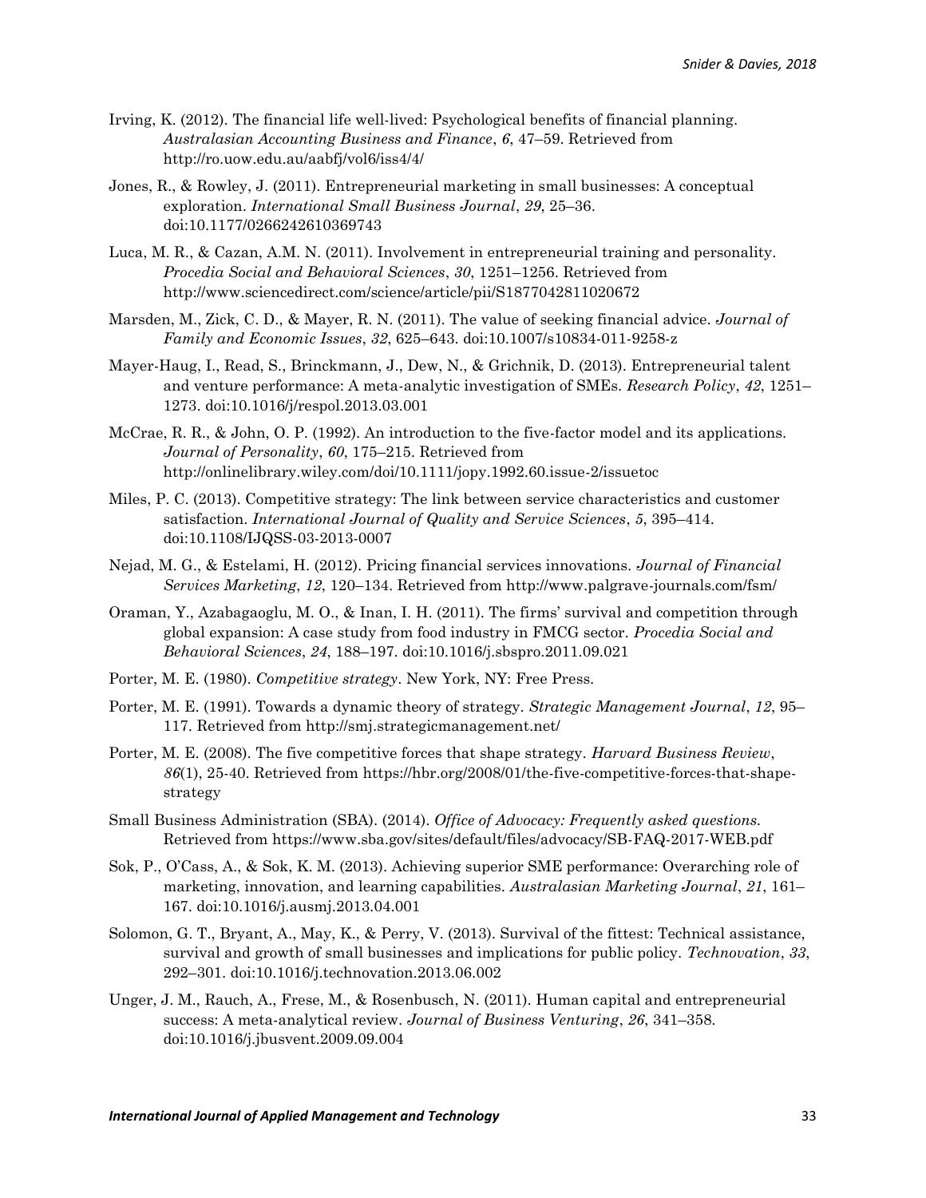Irving, K. (2012). The financial life well-lived: Psychological benefits of financial planning. *Australasian Accounting Business and Finance*, *6*, 47–59. Retrieved from http://ro.uow.edu.au/aabfj/vol6/iss4/4/

Jones, R., & Rowley, J. (2011). Entrepreneurial marketing in small businesses: A conceptual exploration. *International Small Business Journal*, *29*, 25–36. doi:10.1177/0266242610369743

Luca, M. R., & Cazan, A.M. N. (2011). Involvement in entrepreneurial training and personality. *Procedia Social and Behavioral Sciences*, *30*, 1251–1256. Retrieved from http://www.sciencedirect.com/science/article/pii/S1877042811020672

Marsden, M., Zick, C. D., & Mayer, R. N. (2011). The value of seeking financial advice. *Journal of Family and Economic Issues*, *32*, 625–643. doi:10.1007/s10834-011-9258-z

Mayer-Haug, I., Read, S., Brinckmann, J., Dew, N., & Grichnik, D. (2013). Entrepreneurial talent and venture performance: A meta-analytic investigation of SMEs. *Research Policy*, *42*, 1251–1273. doi:10.1016/j/respol.2013.03.001

McCrae, R. R., & John, O. P. (1992). An introduction to the five-factor model and its applications. *Journal of Personality*, *60*, 175–215. Retrieved from http://onlinelibrary.wiley.com/doi/10.1111/jopy.1992.60.issue-2/issuetoc

Miles, P. C. (2013). Competitive strategy: The link between service characteristics and customer satisfaction. *International Journal of Quality and Service Sciences*, *5*, 395–414. doi:10.1108/IJQSS-03-2013-0007

Nejad, M. G., & Estelami, H. (2012). Pricing financial services innovations. *Journal of Financial Services Marketing*, *12*, 120–134. Retrieved from http://www.palgrave-journals.com/fsm/

Oraman, Y., Azabagaoglu, M. O., & Inan, I. H. (2011). The firms' survival and competition through global expansion: A case study from food industry in FMCG sector. *Procedia Social and Behavioral Sciences*, *24*, 188–197. doi:10.1016/j.sbspro.2011.09.021

Porter, M. E. (1980). *Competitive strategy*. New York, NY: Free Press.

Porter, M. E. (1991). Towards a dynamic theory of strategy. *Strategic Management Journal*, *12*, 95–117. Retrieved from http://smj.strategicmanagement.net/

Porter, M. E. (2008). The five competitive forces that shape strategy. *Harvard Business Review*, *86*(1), 25-40. Retrieved from https://hbr.org/2008/01/the-five-competitive-forces-that-shape-strategy

Small Business Administration (SBA). (2014). *Office of Advocacy: Frequently asked questions.* Retrieved from https://www.sba.gov/sites/default/files/advocacy/SB-FAQ-2017-WEB.pdf

Sok, P., O'Cass, A., & Sok, K. M. (2013). Achieving superior SME performance: Overarching role of marketing, innovation, and learning capabilities. *Australasian Marketing Journal*, *21*, 161–167. doi:10.1016/j.ausmj.2013.04.001

Solomon, G. T., Bryant, A., May, K., & Perry, V. (2013). Survival of the fittest: Technical assistance, survival and growth of small businesses and implications for public policy. *Technovation*, *33*, 292–301. doi:10.1016/j.technovation.2013.06.002

Unger, J. M., Rauch, A., Frese, M., & Rosenbusch, N. (2011). Human capital and entrepreneurial success: A meta-analytical review. *Journal of Business Venturing*, *26*, 341–358. doi:10.1016/j.jbusvent.2009.09.004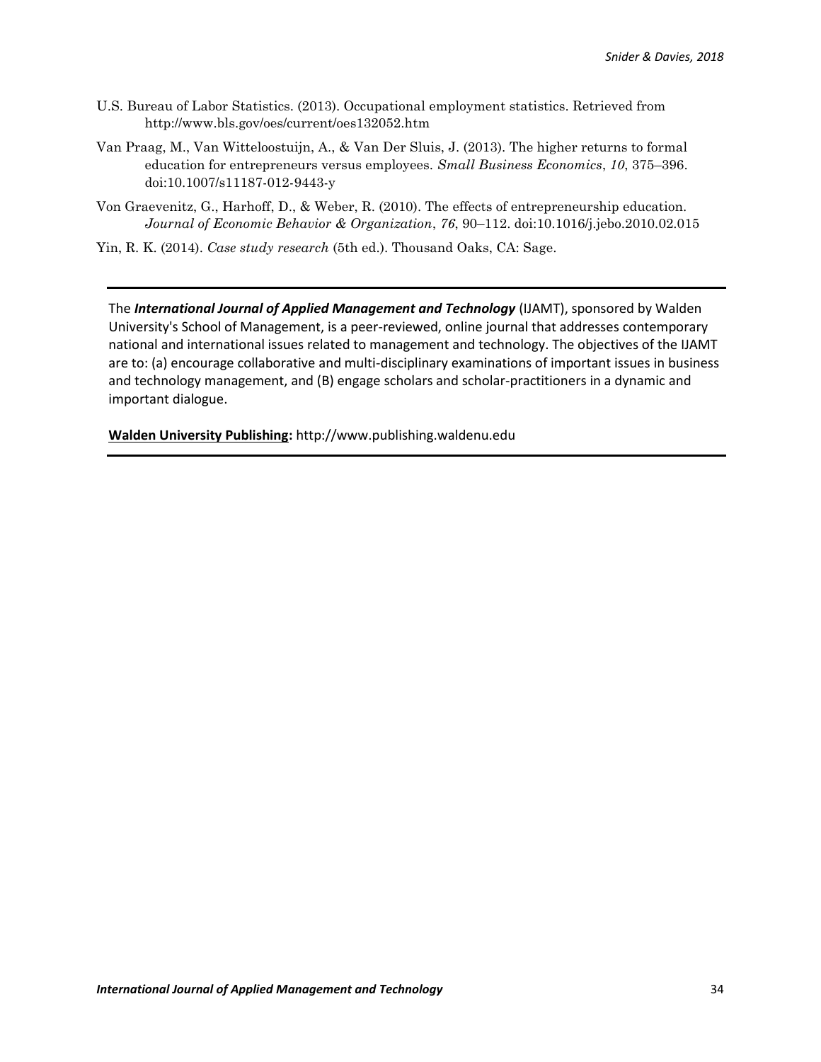U.S. Bureau of Labor Statistics. (2013). Occupational employment statistics. Retrieved from http://www.bls.gov/oes/current/oes132052.htm

Van Praag, M., Van Witteloostuijn, A., & Van Der Sluis, J. (2013). The higher returns to formal education for entrepreneurs versus employees. *Small Business Economics*, *10*, 375–396. doi:10.1007/s11187-012-9443-y

Von Graevenitz, G., Harhoff, D., & Weber, R. (2010). The effects of entrepreneurship education. *Journal of Economic Behavior & Organization*, *76*, 90–112. doi:10.1016/j.jebo.2010.02.015

Yin, R. K. (2014). *Case study research* (5th ed.). Thousand Oaks, CA: Sage.

---

The ***International Journal of Applied Management and Technology*** (IJAMT), sponsored by Walden University's School of Management, is a peer-reviewed, online journal that addresses contemporary national and international issues related to management and technology. The objectives of the IJAMT are to: (a) encourage collaborative and multi-disciplinary examinations of important issues in business and technology management, and (B) engage scholars and scholar-practitioners in a dynamic and important dialogue.

**Walden University Publishing:** http://www.publishing.waldenu.edu

---